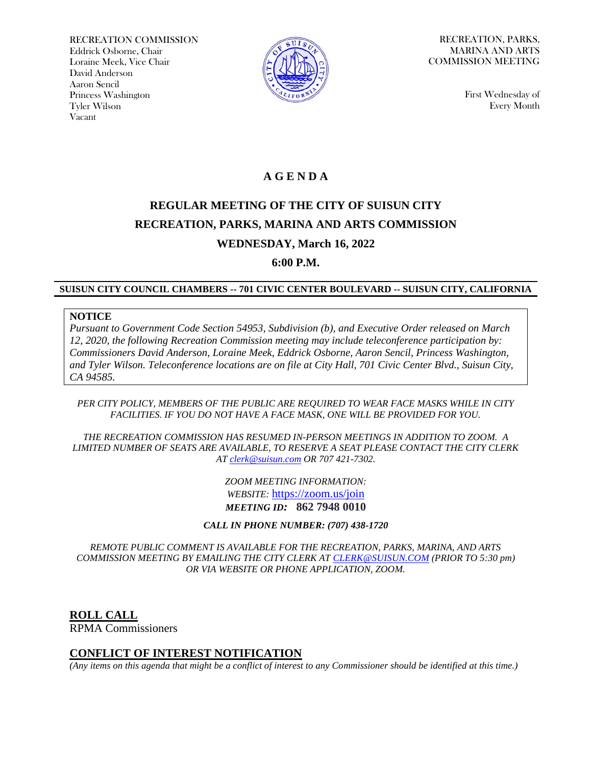RECREATION COMMISSION
Eddrick Osborne, Chair
Loraine Meek, Vice Chair
David Anderson
Aaron Sencil
Princess Washington
Tyler Wilson
Vacant

RECREATION, PARKS, MARINA AND ARTS COMMISSION MEETING

First Wednesday of Every Month

# A G E N D A

## REGULAR MEETING OF THE CITY OF SUISUN CITY RECREATION, PARKS, MARINA AND ARTS COMMISSION

## WEDNESDAY, March 16, 2022

## 6:00 P.M.

**SUISUN CITY COUNCIL CHAMBERS -- 701 CIVIC CENTER BOULEVARD -- SUISUN CITY, CALIFORNIA**

**NOTICE**
*Pursuant to Government Code Section 54953, Subdivision (b), and Executive Order released on March 12, 2020, the following Recreation Commission meeting may include teleconference participation by: Commissioners David Anderson, Loraine Meek, Eddrick Osborne, Aaron Sencil, Princess Washington, and Tyler Wilson. Teleconference locations are on file at City Hall, 701 Civic Center Blvd., Suisun City, CA 94585.*

*PER CITY POLICY, MEMBERS OF THE PUBLIC ARE REQUIRED TO WEAR FACE MASKS WHILE IN CITY FACILITIES. IF YOU DO NOT HAVE A FACE MASK, ONE WILL BE PROVIDED FOR YOU.*

*THE RECREATION COMMISSION HAS RESUMED IN-PERSON MEETINGS IN ADDITION TO ZOOM. A LIMITED NUMBER OF SEATS ARE AVAILABLE, TO RESERVE A SEAT PLEASE CONTACT THE CITY CLERK AT clerk@suisun.com OR 707 421-7302.*

*ZOOM MEETING INFORMATION:*
*WEBSITE:* https://zoom.us/join
***MEETING ID:*** **862 7948 0010**

***CALL IN PHONE NUMBER: (707) 438-1720***

*REMOTE PUBLIC COMMENT IS AVAILABLE FOR THE RECREATION, PARKS, MARINA, AND ARTS COMMISSION MEETING BY EMAILING THE CITY CLERK AT CLERK@SUISUN.COM (PRIOR TO 5:30 pm) OR VIA WEBSITE OR PHONE APPLICATION, ZOOM.*

**ROLL CALL**
RPMA Commissioners

**CONFLICT OF INTEREST NOTIFICATION**
*(Any items on this agenda that might be a conflict of interest to any Commissioner should be identified at this time.)*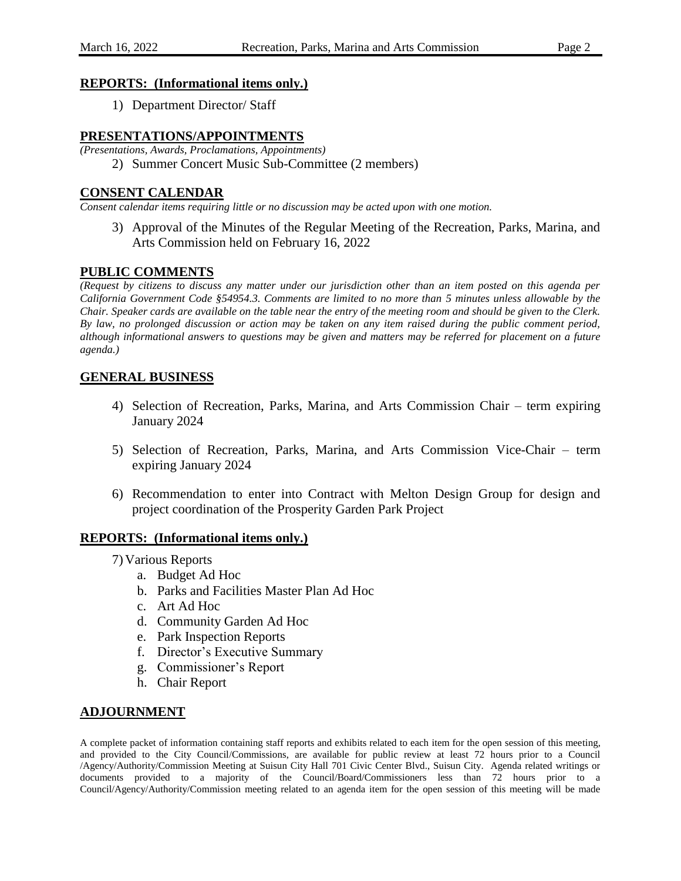## REPORTS: (Informational items only.)

1) Department Director/ Staff

## PRESENTATIONS/APPOINTMENTS

*(Presentations, Awards, Proclamations, Appointments)*

2) Summer Concert Music Sub-Committee (2 members)

## CONSENT CALENDAR

*Consent calendar items requiring little or no discussion may be acted upon with one motion.*

3) Approval of the Minutes of the Regular Meeting of the Recreation, Parks, Marina, and Arts Commission held on February 16, 2022

## PUBLIC COMMENTS

*(Request by citizens to discuss any matter under our jurisdiction other than an item posted on this agenda per California Government Code §54954.3. Comments are limited to no more than 5 minutes unless allowable by the Chair. Speaker cards are available on the table near the entry of the meeting room and should be given to the Clerk. By law, no prolonged discussion or action may be taken on any item raised during the public comment period, although informational answers to questions may be given and matters may be referred for placement on a future agenda.)*

## GENERAL BUSINESS

4) Selection of Recreation, Parks, Marina, and Arts Commission Chair – term expiring January 2024

5) Selection of Recreation, Parks, Marina, and Arts Commission Vice-Chair – term expiring January 2024

6) Recommendation to enter into Contract with Melton Design Group for design and project coordination of the Prosperity Garden Park Project

## REPORTS: (Informational items only.)

7) Various Reports
   a. Budget Ad Hoc
   b. Parks and Facilities Master Plan Ad Hoc
   c. Art Ad Hoc
   d. Community Garden Ad Hoc
   e. Park Inspection Reports
   f. Director's Executive Summary
   g. Commissioner's Report
   h. Chair Report

## ADJOURNMENT

A complete packet of information containing staff reports and exhibits related to each item for the open session of this meeting, and provided to the City Council/Commissions, are available for public review at least 72 hours prior to a Council /Agency/Authority/Commission Meeting at Suisun City Hall 701 Civic Center Blvd., Suisun City. Agenda related writings or documents provided to a majority of the Council/Board/Commissioners less than 72 hours prior to a Council/Agency/Authority/Commission meeting related to an agenda item for the open session of this meeting will be made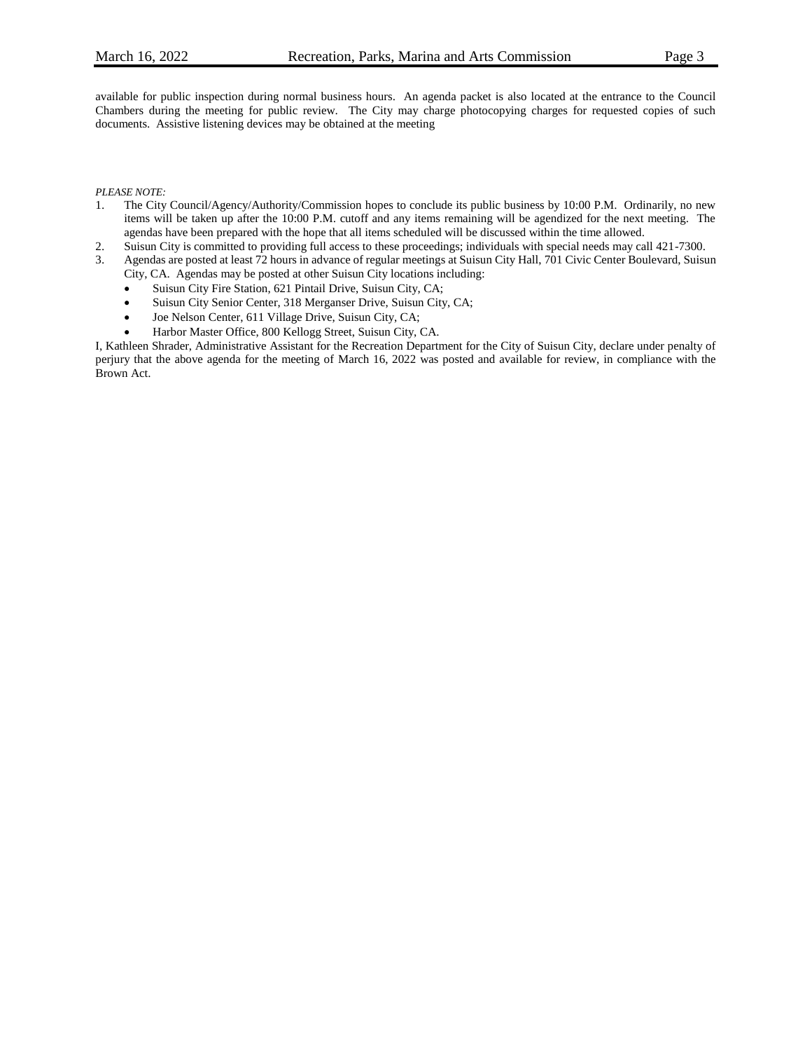available for public inspection during normal business hours. An agenda packet is also located at the entrance to the Council Chambers during the meeting for public review. The City may charge photocopying charges for requested copies of such documents. Assistive listening devices may be obtained at the meeting

*PLEASE NOTE:*

1. The City Council/Agency/Authority/Commission hopes to conclude its public business by 10:00 P.M. Ordinarily, no new items will be taken up after the 10:00 P.M. cutoff and any items remaining will be agendized for the next meeting. The agendas have been prepared with the hope that all items scheduled will be discussed within the time allowed.
2. Suisun City is committed to providing full access to these proceedings; individuals with special needs may call 421-7300.
3. Agendas are posted at least 72 hours in advance of regular meetings at Suisun City Hall, 701 Civic Center Boulevard, Suisun City, CA. Agendas may be posted at other Suisun City locations including:
   - Suisun City Fire Station, 621 Pintail Drive, Suisun City, CA;
   - Suisun City Senior Center, 318 Merganser Drive, Suisun City, CA;
   - Joe Nelson Center, 611 Village Drive, Suisun City, CA;
   - Harbor Master Office, 800 Kellogg Street, Suisun City, CA.

I, Kathleen Shrader, Administrative Assistant for the Recreation Department for the City of Suisun City, declare under penalty of perjury that the above agenda for the meeting of March 16, 2022 was posted and available for review, in compliance with the Brown Act.